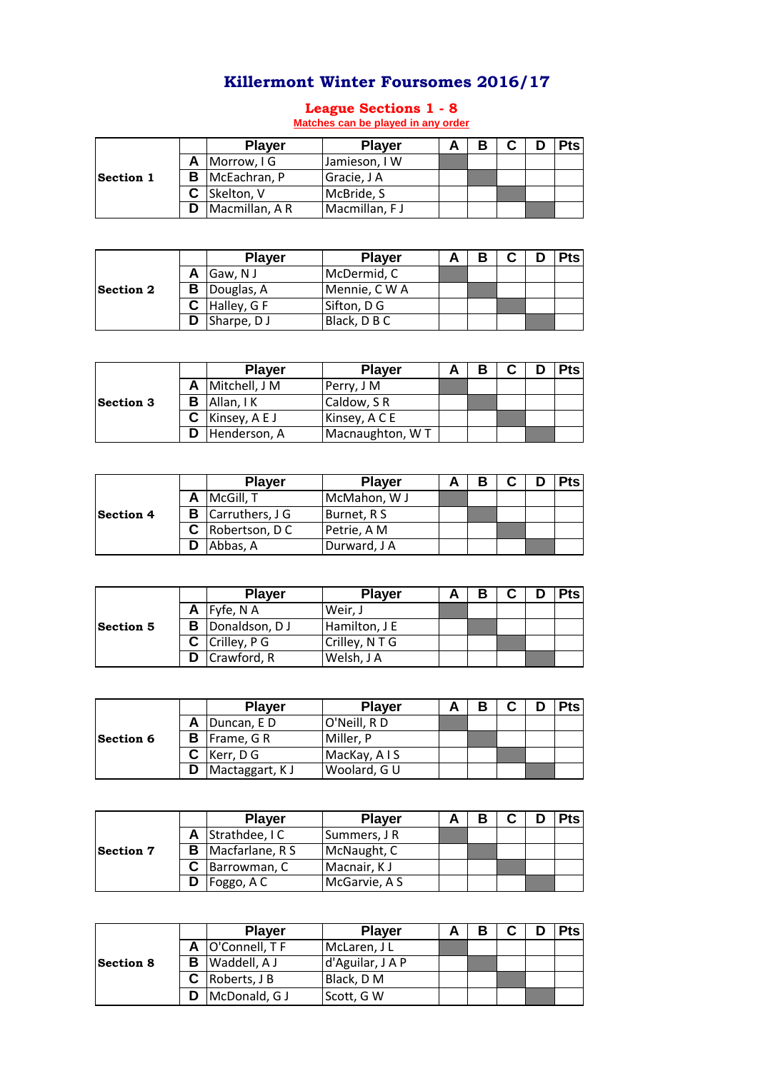# Killermont Winter Foursomes 2016/17

## League Sections 1 - 8

Matches can be played in any order

| | | Player | Player | A | B | C | D | Pts |
|---|---|---|---|---|---|---|---|---|
| **Section 1** | **A** | Morrow, I G | Jamieson, I W | | | | | |
| | **B** | McEachran, P | Gracie, J A | | | | | |
| | **C** | Skelton, V | McBride, S | | | | | |
| | **D** | Macmillan, A R | Macmillan, F J | | | | | |

| | | Player | Player | A | B | C | D | Pts |
|---|---|---|---|---|---|---|---|---|
| **Section 2** | **A** | Gaw, N J | McDermid, C | | | | | |
| | **B** | Douglas, A | Mennie, C W A | | | | | |
| | **C** | Halley, G F | Sifton, D G | | | | | |
| | **D** | Sharpe, D J | Black, D B C | | | | | |

| | | Player | Player | A | B | C | D | Pts |
|---|---|---|---|---|---|---|---|---|
| **Section 3** | **A** | Mitchell, J M | Perry, J M | | | | | |
| | **B** | Allan, I K | Caldow, S R | | | | | |
| | **C** | Kinsey, A E J | Kinsey, A C E | | | | | |
| | **D** | Henderson, A | Macnaughton, W T | | | | | |

| | | Player | Player | A | B | C | D | Pts |
|---|---|---|---|---|---|---|---|---|
| **Section 4** | **A** | McGill, T | McMahon, W J | | | | | |
| | **B** | Carruthers, J G | Burnet, R S | | | | | |
| | **C** | Robertson, D C | Petrie, A M | | | | | |
| | **D** | Abbas, A | Durward, J A | | | | | |

| | | Player | Player | A | B | C | D | Pts |
|---|---|---|---|---|---|---|---|---|
| **Section 5** | **A** | Fyfe, N A | Weir, J | | | | | |
| | **B** | Donaldson, D J | Hamilton, J E | | | | | |
| | **C** | Crilley, P G | Crilley, N T G | | | | | |
| | **D** | Crawford, R | Welsh, J A | | | | | |

| | | Player | Player | A | B | C | D | Pts |
|---|---|---|---|---|---|---|---|---|
| **Section 6** | **A** | Duncan, E D | O'Neill, R D | | | | | |
| | **B** | Frame, G R | Miller, P | | | | | |
| | **C** | Kerr, D G | MacKay, A I S | | | | | |
| | **D** | Mactaggart, K J | Woolard, G U | | | | | |

| | | Player | Player | A | B | C | D | Pts |
|---|---|---|---|---|---|---|---|---|
| **Section 7** | **A** | Strathdee, I C | Summers, J R | | | | | |
| | **B** | Macfarlane, R S | McNaught, C | | | | | |
| | **C** | Barrowman, C | Macnair, K J | | | | | |
| | **D** | Foggo, A C | McGarvie, A S | | | | | |

| | | Player | Player | A | B | C | D | Pts |
|---|---|---|---|---|---|---|---|---|
| **Section 8** | **A** | O'Connell, T F | McLaren, J L | | | | | |
| | **B** | Waddell, A J | d'Aguilar, J A P | | | | | |
| | **C** | Roberts, J B | Black, D M | | | | | |
| | **D** | McDonald, G J | Scott, G W | | | | | |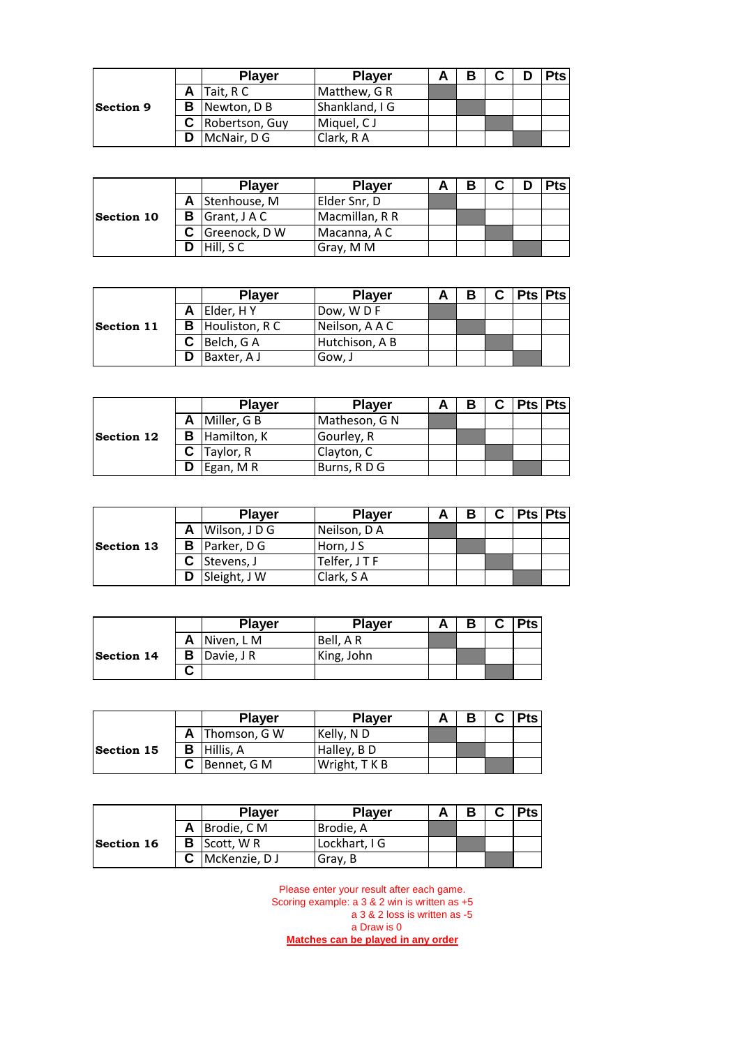| Section 9 | | Player | Player | A | B | C | D | Pts |
|---|---|---|---|---|---|---|---|---|
| | A | Tait, R C | Matthew, G R | | | | | |
| | B | Newton, D B | Shankland, I G | | | | | |
| | C | Robertson, Guy | Miquel, C J | | | | | |
| | D | McNair, D G | Clark, R A | | | | | |

| Section 10 | | Player | Player | A | B | C | D | Pts |
|---|---|---|---|---|---|---|---|---|
| | A | Stenhouse, M | Elder Snr, D | | | | | |
| | B | Grant, J A C | Macmillan, R R | | | | | |
| | C | Greenock, D W | Macanna, A C | | | | | |
| | D | Hill, S C | Gray, M M | | | | | |

| Section 11 | | Player | Player | A | B | C | Pts | Pts |
|---|---|---|---|---|---|---|---|---|
| | A | Elder, H Y | Dow, W D F | | | | | |
| | B | Houliston, R C | Neilson, A A C | | | | | |
| | C | Belch, G A | Hutchison, A B | | | | | |
| | D | Baxter, A J | Gow, J | | | | | |

| Section 12 | | Player | Player | A | B | C | Pts | Pts |
|---|---|---|---|---|---|---|---|---|
| | A | Miller, G B | Matheson, G N | | | | | |
| | B | Hamilton, K | Gourley, R | | | | | |
| | C | Taylor, R | Clayton, C | | | | | |
| | D | Egan, M R | Burns, R D G | | | | | |

| Section 13 | | Player | Player | A | B | C | Pts | Pts |
|---|---|---|---|---|---|---|---|---|
| | A | Wilson, J D G | Neilson, D A | | | | | |
| | B | Parker, D G | Horn, J S | | | | | |
| | C | Stevens, J | Telfer, J T F | | | | | |
| | D | Sleight, J W | Clark, S A | | | | | |

| Section 14 | | Player | Player | A | B | C | Pts |
|---|---|---|---|---|---|---|---|
| | A | Niven, L M | Bell, A R | | | | |
| | B | Davie, J R | King, John | | | | |
| | C | | | | | | |

| Section 15 | | Player | Player | A | B | C | Pts |
|---|---|---|---|---|---|---|---|
| | A | Thomson, G W | Kelly, N D | | | | |
| | B | Hillis, A | Halley, B D | | | | |
| | C | Bennet, G M | Wright, T K B | | | | |

| Section 16 | | Player | Player | A | B | C | Pts |
|---|---|---|---|---|---|---|---|
| | A | Brodie, C M | Brodie, A | | | | |
| | B | Scott, W R | Lockhart, I G | | | | |
| | C | McKenzie, D J | Gray, B | | | | |

Please enter your result after each game.
Scoring example: a 3 & 2 win is written as +5
a 3 & 2 loss is written as -5
a Draw is 0
**Matches can be played in any order**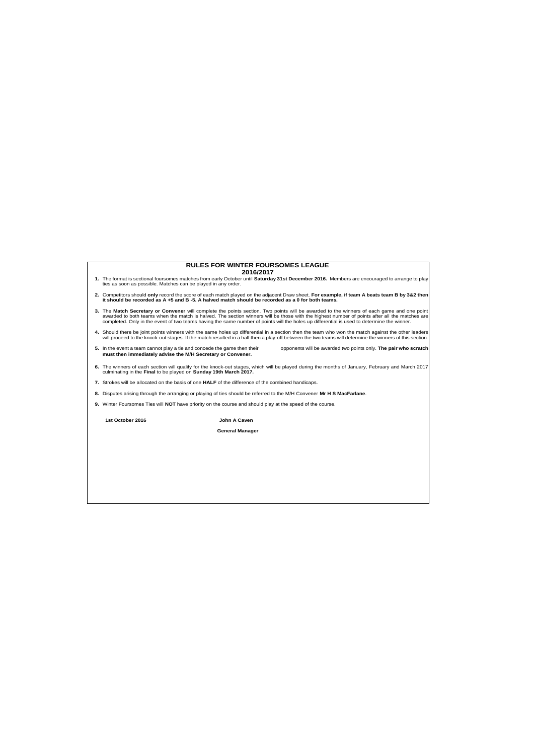# RULES FOR WINTER FOURSOMES LEAGUE
## 2016/2017

1. The format is sectional foursomes matches from early October until **Saturday 31st December 2016.** Members are encouraged to arrange to play ties as soon as possible. Matches can be played in any order.

2. Competitors should **only** record the score of each match played on the adjacent Draw sheet. **For example, if team A beats team B by 3&2 then it should be recorded as A +5 and B -5. A halved match should be recorded as a 0 for both teams.**

3. The **Match Secretary or Convener** will complete the points section. Two points will be awarded to the winners of each game and one point awarded to both teams when the match is halved. The section winners will be those with the highest number of points after all the matches are completed. Only in the event of two teams having the same number of points will the holes up differential is used to determine the winner.

4. Should there be joint points winners with the same holes up differential in a section then the team who won the match against the other leaders will proceed to the knock-out stages. If the match resulted in a half then a play-off between the two teams will determine the winners of this section.

5. In the event a team cannot play a tie and concede the game then their opponents will be awarded two points only. **The pair who scratch must then immediately advise the M/H Secretary or Convener.**

6. The winners of each section will qualify for the knock-out stages, which will be played during the months of January, February and March 2017 culminating in the **Final** to be played on **Sunday 19th March 2017.**

7. Strokes will be allocated on the basis of one **HALF** of the difference of the combined handicaps.

8. Disputes arising through the arranging or playing of ties should be referred to the M/H Convener **Mr H S MacFarlane**.

9. Winter Foursomes Ties will **NOT** have priority on the course and should play at the speed of the course.

**1st October 2016** **John A Caven**

**General Manager**